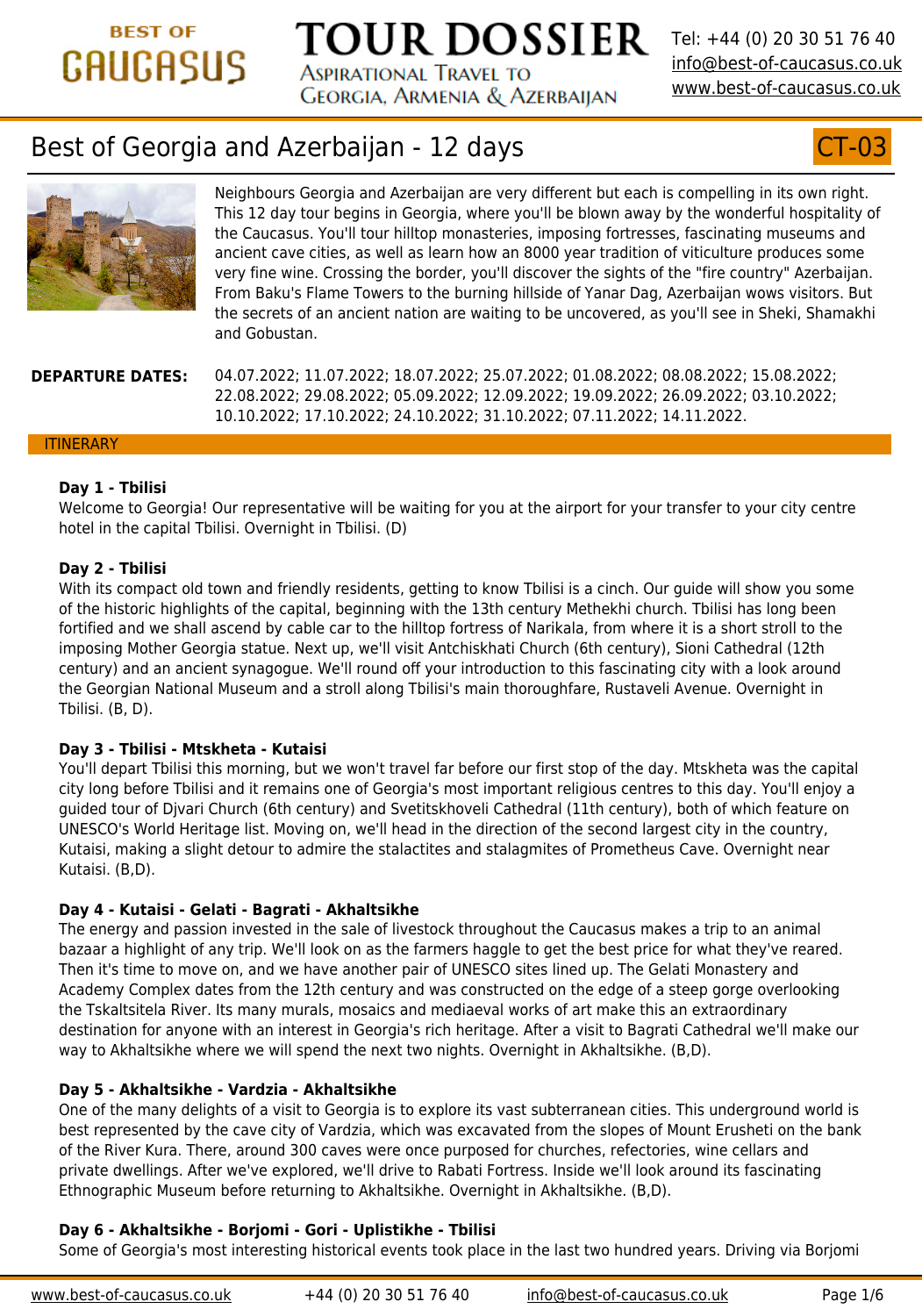BEST OF CAUCASUS

# TOUR DOSSIER

Aspirational Travel to Georgia, Armenia & Azerbaijan

Tel: +44 (0) 20 30 51 76 40
info@best-of-caucasus.co.uk
www.best-of-caucasus.co.uk

## Best of Georgia and Azerbaijan - 12 days

CT-03

Neighbours Georgia and Azerbaijan are very different but each is compelling in its own right. This 12 day tour begins in Georgia, where you'll be blown away by the wonderful hospitality of the Caucasus. You'll tour hilltop monasteries, imposing fortresses, fascinating museums and ancient cave cities, as well as learn how an 8000 year tradition of viticulture produces some very fine wine. Crossing the border, you'll discover the sights of the "fire country" Azerbaijan. From Baku's Flame Towers to the burning hillside of Yanar Dag, Azerbaijan wows visitors. But the secrets of an ancient nation are waiting to be uncovered, as you'll see in Sheki, Shamakhi and Gobustan.

**DEPARTURE DATES:** 04.07.2022; 11.07.2022; 18.07.2022; 25.07.2022; 01.08.2022; 08.08.2022; 15.08.2022; 22.08.2022; 29.08.2022; 05.09.2022; 12.09.2022; 19.09.2022; 26.09.2022; 03.10.2022; 10.10.2022; 17.10.2022; 24.10.2022; 31.10.2022; 07.11.2022; 14.11.2022.

### ITINERARY

**Day 1 - Tbilisi**
Welcome to Georgia! Our representative will be waiting for you at the airport for your transfer to your city centre hotel in the capital Tbilisi. Overnight in Tbilisi. (D)

**Day 2 - Tbilisi**
With its compact old town and friendly residents, getting to know Tbilisi is a cinch. Our guide will show you some of the historic highlights of the capital, beginning with the 13th century Methekhi church. Tbilisi has long been fortified and we shall ascend by cable car to the hilltop fortress of Narikala, from where it is a short stroll to the imposing Mother Georgia statue. Next up, we'll visit Antchiskhati Church (6th century), Sioni Cathedral (12th century) and an ancient synagogue. We'll round off your introduction to this fascinating city with a look around the Georgian National Museum and a stroll along Tbilisi's main thoroughfare, Rustaveli Avenue. Overnight in Tbilisi. (B, D).

**Day 3 - Tbilisi - Mtskheta - Kutaisi**
You'll depart Tbilisi this morning, but we won't travel far before our first stop of the day. Mtskheta was the capital city long before Tbilisi and it remains one of Georgia's most important religious centres to this day. You'll enjoy a guided tour of Djvari Church (6th century) and Svetitskhoveli Cathedral (11th century), both of which feature on UNESCO's World Heritage list. Moving on, we'll head in the direction of the second largest city in the country, Kutaisi, making a slight detour to admire the stalactites and stalagmites of Prometheus Cave. Overnight near Kutaisi. (B,D).

**Day 4 - Kutaisi - Gelati - Bagrati - Akhaltsikhe**
The energy and passion invested in the sale of livestock throughout the Caucasus makes a trip to an animal bazaar a highlight of any trip. We'll look on as the farmers haggle to get the best price for what they've reared. Then it's time to move on, and we have another pair of UNESCO sites lined up. The Gelati Monastery and Academy Complex dates from the 12th century and was constructed on the edge of a steep gorge overlooking the Tskaltsitela River. Its many murals, mosaics and mediaeval works of art make this an extraordinary destination for anyone with an interest in Georgia's rich heritage. After a visit to Bagrati Cathedral we'll make our way to Akhaltsikhe where we will spend the next two nights. Overnight in Akhaltsikhe. (B,D).

**Day 5 - Akhaltsikhe - Vardzia - Akhaltsikhe**
One of the many delights of a visit to Georgia is to explore its vast subterranean cities. This underground world is best represented by the cave city of Vardzia, which was excavated from the slopes of Mount Erusheti on the bank of the River Kura. There, around 300 caves were once purposed for churches, refectories, wine cellars and private dwellings. After we've explored, we'll drive to Rabati Fortress. Inside we'll look around its fascinating Ethnographic Museum before returning to Akhaltsikhe. Overnight in Akhaltsikhe. (B,D).

**Day 6 - Akhaltsikhe - Borjomi - Gori - Uplistikhe - Tbilisi**
Some of Georgia's most interesting historical events took place in the last two hundred years. Driving via Borjomi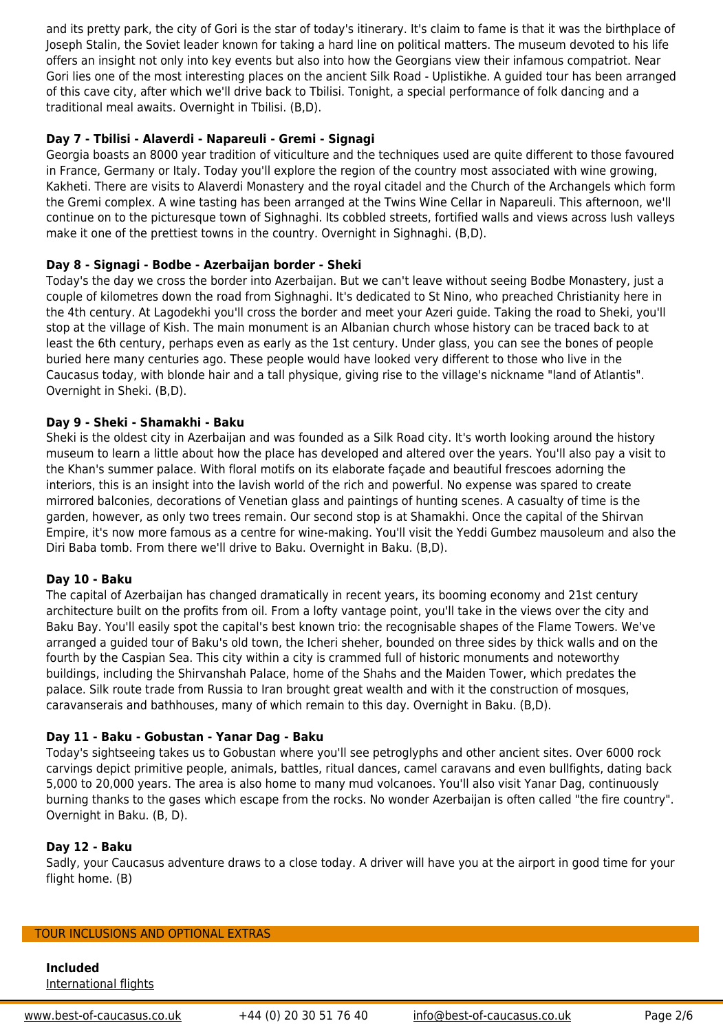and its pretty park, the city of Gori is the star of today's itinerary. It's claim to fame is that it was the birthplace of Joseph Stalin, the Soviet leader known for taking a hard line on political matters. The museum devoted to his life offers an insight not only into key events but also into how the Georgians view their infamous compatriot. Near Gori lies one of the most interesting places on the ancient Silk Road - Uplistikhe. A guided tour has been arranged of this cave city, after which we'll drive back to Tbilisi. Tonight, a special performance of folk dancing and a traditional meal awaits. Overnight in Tbilisi. (B,D).

**Day 7 - Tbilisi - Alaverdi - Napareuli - Gremi - Signagi**

Georgia boasts an 8000 year tradition of viticulture and the techniques used are quite different to those favoured in France, Germany or Italy. Today you'll explore the region of the country most associated with wine growing, Kakheti. There are visits to Alaverdi Monastery and the royal citadel and the Church of the Archangels which form the Gremi complex. A wine tasting has been arranged at the Twins Wine Cellar in Napareuli. This afternoon, we'll continue on to the picturesque town of Sighnaghi. Its cobbled streets, fortified walls and views across lush valleys make it one of the prettiest towns in the country. Overnight in Sighnaghi. (B,D).

**Day 8 - Signagi - Bodbe - Azerbaijan border - Sheki**

Today's the day we cross the border into Azerbaijan. But we can't leave without seeing Bodbe Monastery, just a couple of kilometres down the road from Sighnaghi. It's dedicated to St Nino, who preached Christianity here in the 4th century. At Lagodekhi you'll cross the border and meet your Azeri guide. Taking the road to Sheki, you'll stop at the village of Kish. The main monument is an Albanian church whose history can be traced back to at least the 6th century, perhaps even as early as the 1st century. Under glass, you can see the bones of people buried here many centuries ago. These people would have looked very different to those who live in the Caucasus today, with blonde hair and a tall physique, giving rise to the village's nickname "land of Atlantis". Overnight in Sheki. (B,D).

**Day 9 - Sheki - Shamakhi - Baku**

Sheki is the oldest city in Azerbaijan and was founded as a Silk Road city. It's worth looking around the history museum to learn a little about how the place has developed and altered over the years. You'll also pay a visit to the Khan's summer palace. With floral motifs on its elaborate façade and beautiful frescoes adorning the interiors, this is an insight into the lavish world of the rich and powerful. No expense was spared to create mirrored balconies, decorations of Venetian glass and paintings of hunting scenes. A casualty of time is the garden, however, as only two trees remain. Our second stop is at Shamakhi. Once the capital of the Shirvan Empire, it's now more famous as a centre for wine-making. You'll visit the Yeddi Gumbez mausoleum and also the Diri Baba tomb. From there we'll drive to Baku. Overnight in Baku. (B,D).

**Day 10 - Baku**

The capital of Azerbaijan has changed dramatically in recent years, its booming economy and 21st century architecture built on the profits from oil. From a lofty vantage point, you'll take in the views over the city and Baku Bay. You'll easily spot the capital's best known trio: the recognisable shapes of the Flame Towers. We've arranged a guided tour of Baku's old town, the Icheri sheher, bounded on three sides by thick walls and on the fourth by the Caspian Sea. This city within a city is crammed full of historic monuments and noteworthy buildings, including the Shirvanshah Palace, home of the Shahs and the Maiden Tower, which predates the palace. Silk route trade from Russia to Iran brought great wealth and with it the construction of mosques, caravanserais and bathhouses, many of which remain to this day. Overnight in Baku. (B,D).

**Day 11 - Baku - Gobustan - Yanar Dag - Baku**

Today's sightseeing takes us to Gobustan where you'll see petroglyphs and other ancient sites. Over 6000 rock carvings depict primitive people, animals, battles, ritual dances, camel caravans and even bullfights, dating back 5,000 to 20,000 years. The area is also home to many mud volcanoes. You'll also visit Yanar Dag, continuously burning thanks to the gases which escape from the rocks. No wonder Azerbaijan is often called "the fire country". Overnight in Baku. (B, D).

**Day 12 - Baku**

Sadly, your Caucasus adventure draws to a close today. A driver will have you at the airport in good time for your flight home. (B)

## TOUR INCLUSIONS AND OPTIONAL EXTRAS

**Included**

International flights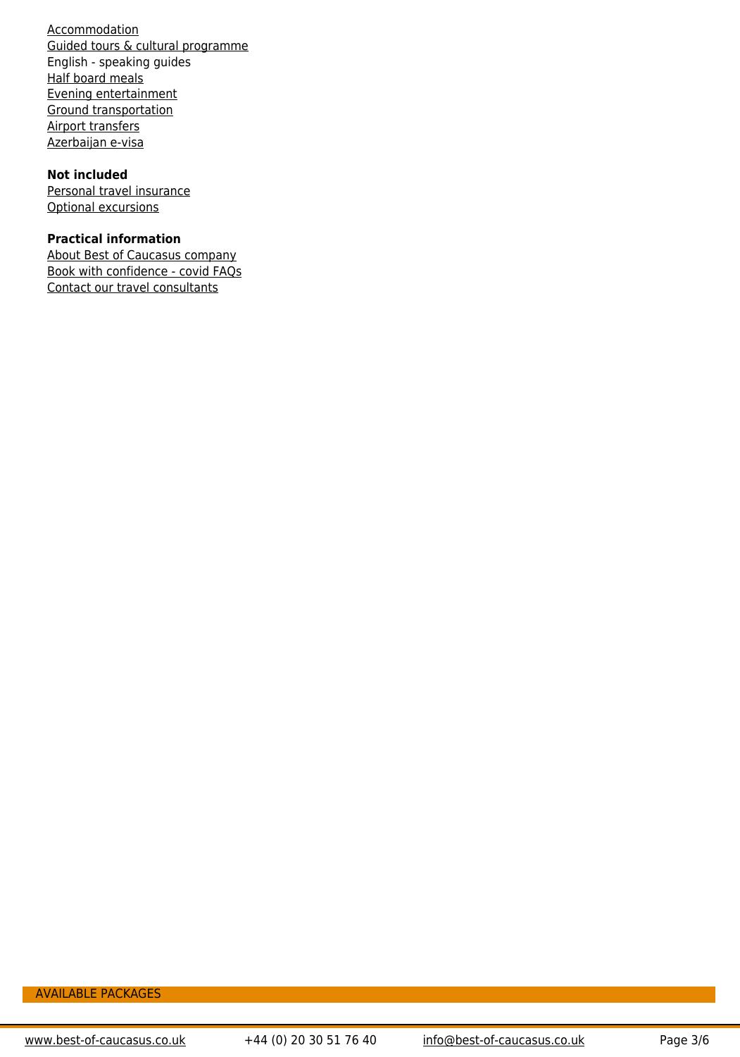Accommodation
Guided tours & cultural programme
English - speaking guides
Half board meals
Evening entertainment
Ground transportation
Airport transfers
Azerbaijan e-visa

**Not included**

Personal travel insurance
Optional excursions

**Practical information**

About Best of Caucasus company
Book with confidence - covid FAQs
Contact our travel consultants

AVAILABLE PACKAGES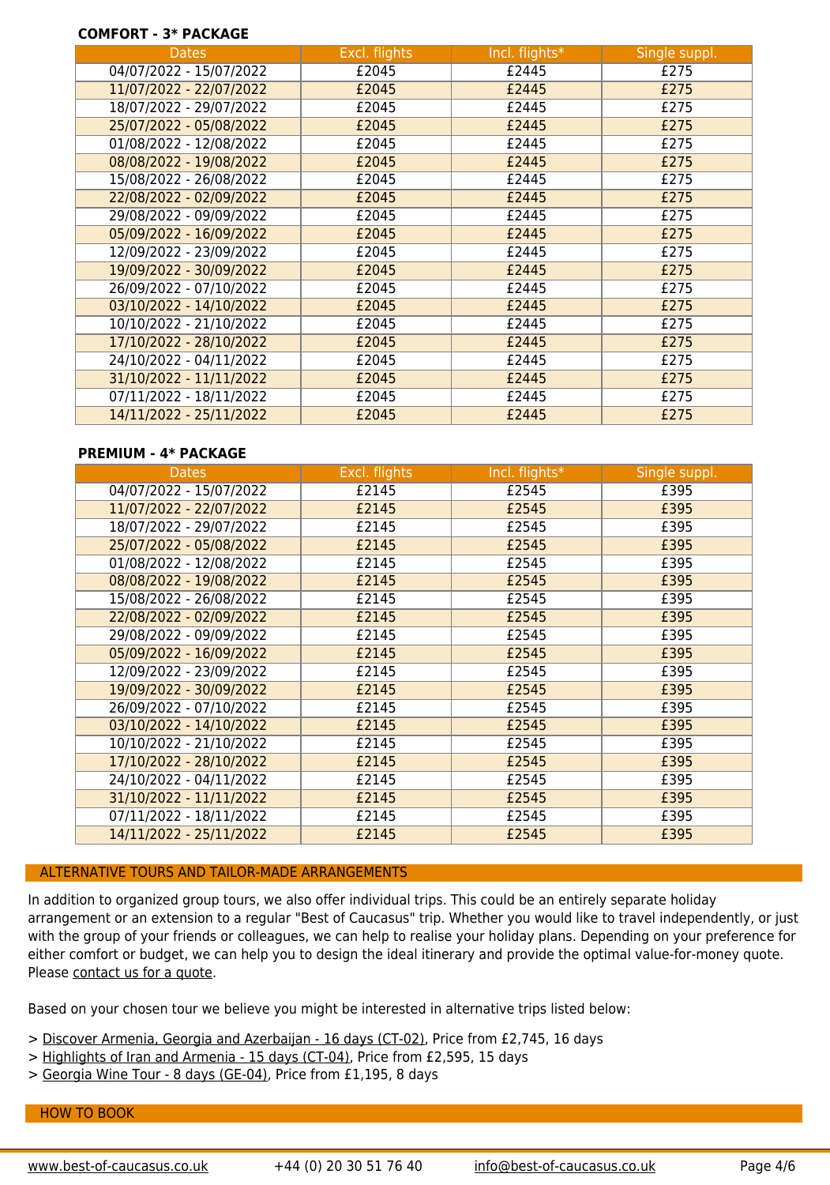**COMFORT - 3* PACKAGE**

| Dates | Excl. flights | Incl. flights* | Single suppl. |
|---|---|---|---|
| 04/07/2022 - 15/07/2022 | £2045 | £2445 | £275 |
| 11/07/2022 - 22/07/2022 | £2045 | £2445 | £275 |
| 18/07/2022 - 29/07/2022 | £2045 | £2445 | £275 |
| 25/07/2022 - 05/08/2022 | £2045 | £2445 | £275 |
| 01/08/2022 - 12/08/2022 | £2045 | £2445 | £275 |
| 08/08/2022 - 19/08/2022 | £2045 | £2445 | £275 |
| 15/08/2022 - 26/08/2022 | £2045 | £2445 | £275 |
| 22/08/2022 - 02/09/2022 | £2045 | £2445 | £275 |
| 29/08/2022 - 09/09/2022 | £2045 | £2445 | £275 |
| 05/09/2022 - 16/09/2022 | £2045 | £2445 | £275 |
| 12/09/2022 - 23/09/2022 | £2045 | £2445 | £275 |
| 19/09/2022 - 30/09/2022 | £2045 | £2445 | £275 |
| 26/09/2022 - 07/10/2022 | £2045 | £2445 | £275 |
| 03/10/2022 - 14/10/2022 | £2045 | £2445 | £275 |
| 10/10/2022 - 21/10/2022 | £2045 | £2445 | £275 |
| 17/10/2022 - 28/10/2022 | £2045 | £2445 | £275 |
| 24/10/2022 - 04/11/2022 | £2045 | £2445 | £275 |
| 31/10/2022 - 11/11/2022 | £2045 | £2445 | £275 |
| 07/11/2022 - 18/11/2022 | £2045 | £2445 | £275 |
| 14/11/2022 - 25/11/2022 | £2045 | £2445 | £275 |

**PREMIUM - 4* PACKAGE**

| Dates | Excl. flights | Incl. flights* | Single suppl. |
|---|---|---|---|
| 04/07/2022 - 15/07/2022 | £2145 | £2545 | £395 |
| 11/07/2022 - 22/07/2022 | £2145 | £2545 | £395 |
| 18/07/2022 - 29/07/2022 | £2145 | £2545 | £395 |
| 25/07/2022 - 05/08/2022 | £2145 | £2545 | £395 |
| 01/08/2022 - 12/08/2022 | £2145 | £2545 | £395 |
| 08/08/2022 - 19/08/2022 | £2145 | £2545 | £395 |
| 15/08/2022 - 26/08/2022 | £2145 | £2545 | £395 |
| 22/08/2022 - 02/09/2022 | £2145 | £2545 | £395 |
| 29/08/2022 - 09/09/2022 | £2145 | £2545 | £395 |
| 05/09/2022 - 16/09/2022 | £2145 | £2545 | £395 |
| 12/09/2022 - 23/09/2022 | £2145 | £2545 | £395 |
| 19/09/2022 - 30/09/2022 | £2145 | £2545 | £395 |
| 26/09/2022 - 07/10/2022 | £2145 | £2545 | £395 |
| 03/10/2022 - 14/10/2022 | £2145 | £2545 | £395 |
| 10/10/2022 - 21/10/2022 | £2145 | £2545 | £395 |
| 17/10/2022 - 28/10/2022 | £2145 | £2545 | £395 |
| 24/10/2022 - 04/11/2022 | £2145 | £2545 | £395 |
| 31/10/2022 - 11/11/2022 | £2145 | £2545 | £395 |
| 07/11/2022 - 18/11/2022 | £2145 | £2545 | £395 |
| 14/11/2022 - 25/11/2022 | £2145 | £2545 | £395 |

## ALTERNATIVE TOURS AND TAILOR-MADE ARRANGEMENTS

In addition to organized group tours, we also offer individual trips. This could be an entirely separate holiday arrangement or an extension to a regular "Best of Caucasus" trip. Whether you would like to travel independently, or just with the group of your friends or colleagues, we can help to realise your holiday plans. Depending on your preference for either comfort or budget, we can help you to design the ideal itinerary and provide the optimal value-for-money quote. Please contact us for a quote.

Based on your chosen tour we believe you might be interested in alternative trips listed below:

> Discover Armenia, Georgia and Azerbaijan - 16 days (CT-02), Price from £2,745, 16 days
> Highlights of Iran and Armenia - 15 days (CT-04), Price from £2,595, 15 days
> Georgia Wine Tour - 8 days (GE-04), Price from £1,195, 8 days

## HOW TO BOOK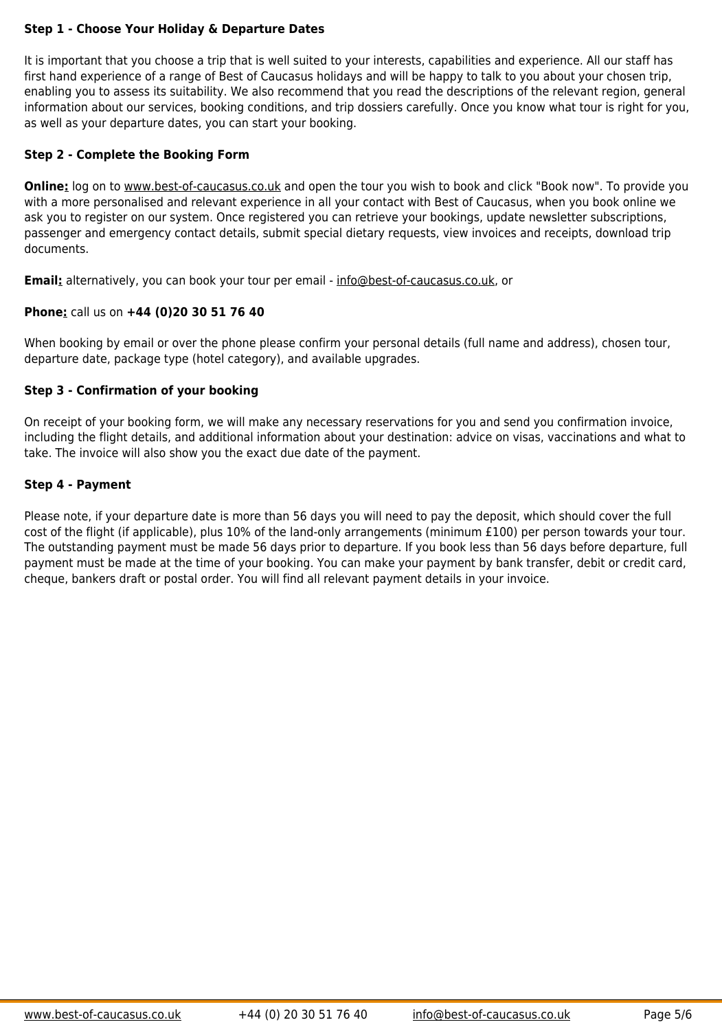**Step 1 - Choose Your Holiday & Departure Dates**

It is important that you choose a trip that is well suited to your interests, capabilities and experience. All our staff has first hand experience of a range of Best of Caucasus holidays and will be happy to talk to you about your chosen trip, enabling you to assess its suitability. We also recommend that you read the descriptions of the relevant region, general information about our services, booking conditions, and trip dossiers carefully. Once you know what tour is right for you, as well as your departure dates, you can start your booking.

**Step 2 - Complete the Booking Form**

**Online:** log on to www.best-of-caucasus.co.uk and open the tour you wish to book and click "Book now". To provide you with a more personalised and relevant experience in all your contact with Best of Caucasus, when you book online we ask you to register on our system. Once registered you can retrieve your bookings, update newsletter subscriptions, passenger and emergency contact details, submit special dietary requests, view invoices and receipts, download trip documents.

**Email:** alternatively, you can book your tour per email - info@best-of-caucasus.co.uk, or

**Phone:** call us on **+44 (0)20 30 51 76 40**

When booking by email or over the phone please confirm your personal details (full name and address), chosen tour, departure date, package type (hotel category), and available upgrades.

**Step 3 - Confirmation of your booking**

On receipt of your booking form, we will make any necessary reservations for you and send you confirmation invoice, including the flight details, and additional information about your destination: advice on visas, vaccinations and what to take. The invoice will also show you the exact due date of the payment.

**Step 4 - Payment**

Please note, if your departure date is more than 56 days you will need to pay the deposit, which should cover the full cost of the flight (if applicable), plus 10% of the land-only arrangements (minimum £100) per person towards your tour. The outstanding payment must be made 56 days prior to departure. If you book less than 56 days before departure, full payment must be made at the time of your booking. You can make your payment by bank transfer, debit or credit card, cheque, bankers draft or postal order. You will find all relevant payment details in your invoice.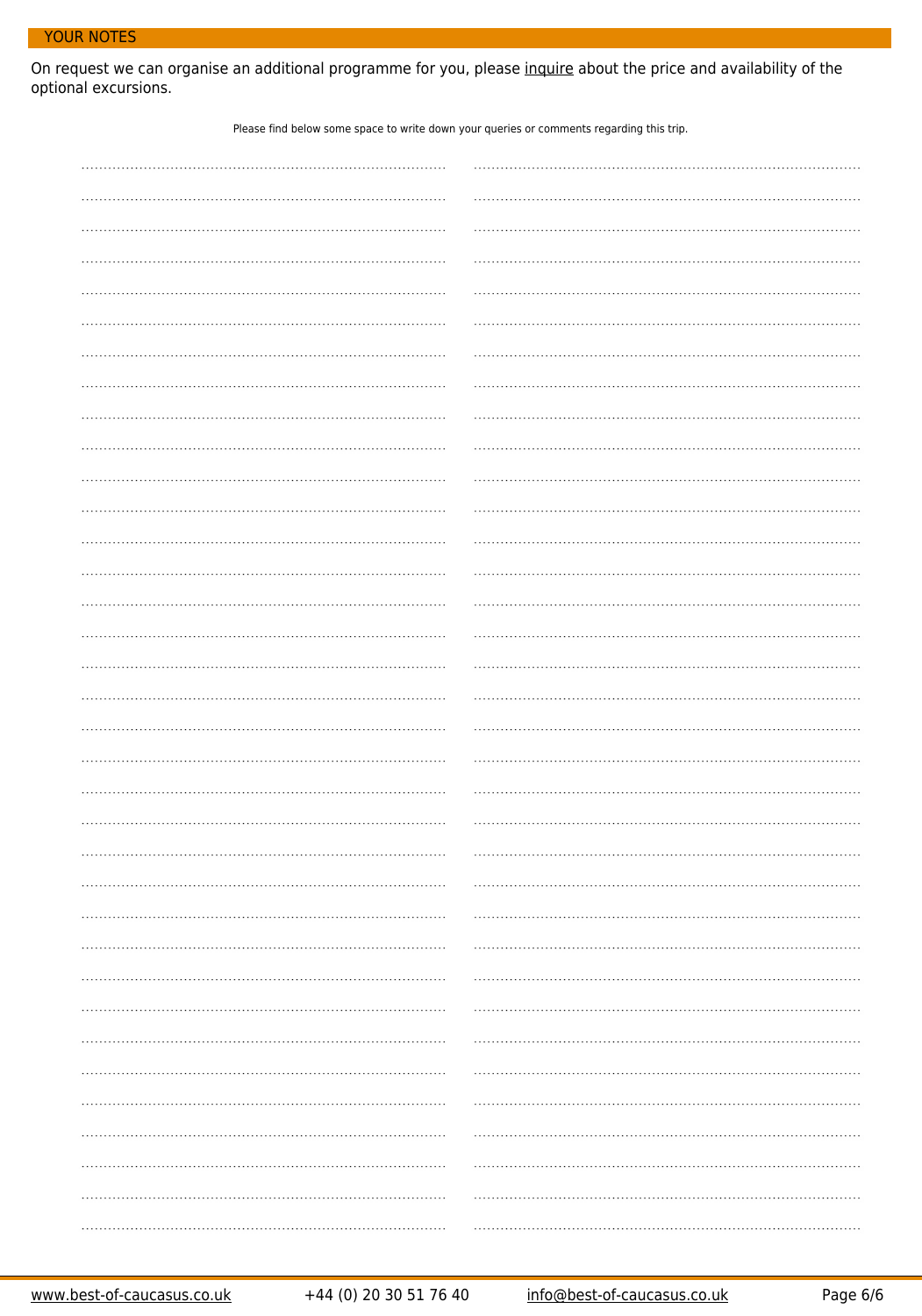## YOUR NOTES

On request we can organise an additional programme for you, please inquire about the price and availability of the optional excursions.

Please find below some space to write down your queries or comments regarding this trip.